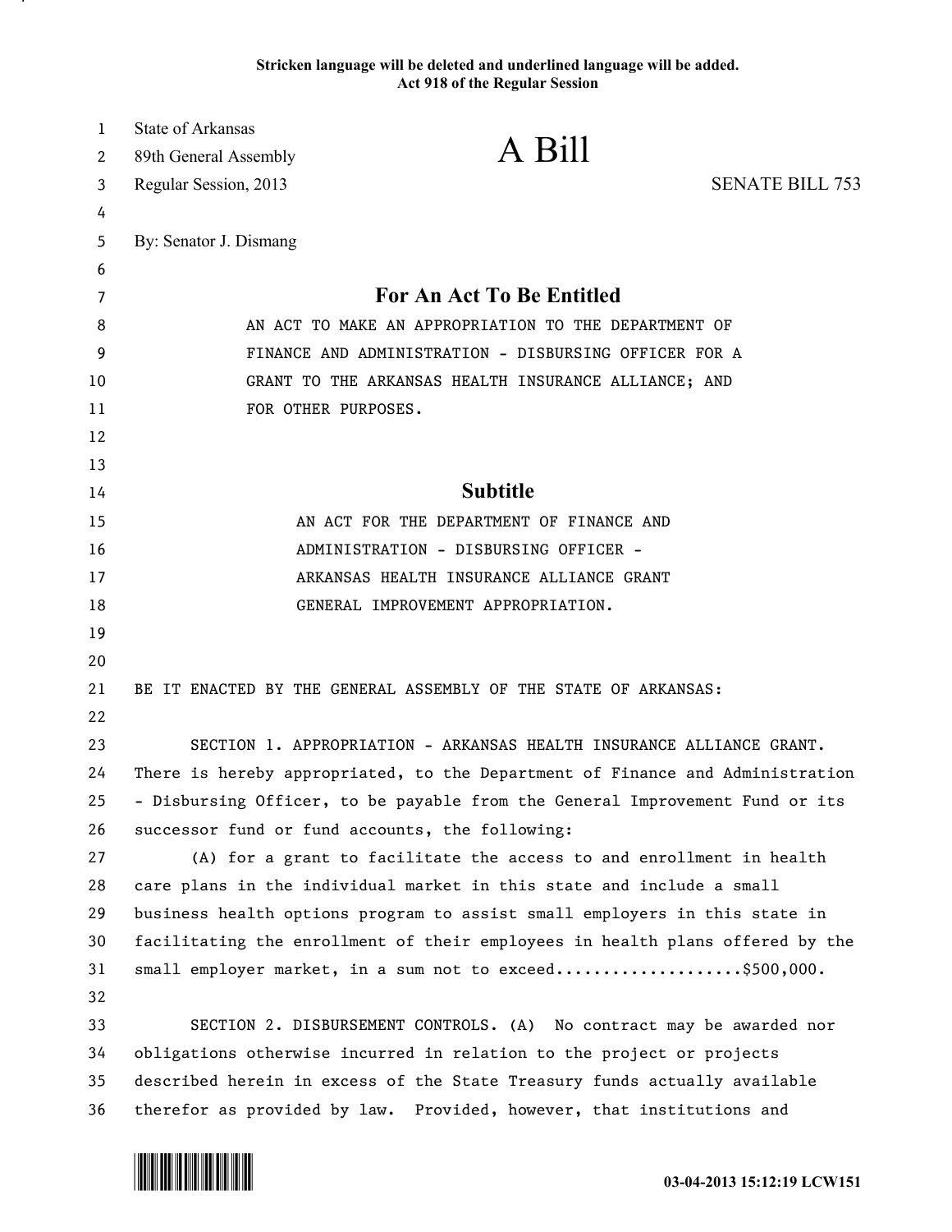Stricken language will be deleted and underlined language will be added.
Act 918 of the Regular Session

State of Arkansas
89th General Assembly
Regular Session, 2013

# A Bill

SENATE BILL 753

By: Senator J. Dismang

## For An Act To Be Entitled

AN ACT TO MAKE AN APPROPRIATION TO THE DEPARTMENT OF FINANCE AND ADMINISTRATION - DISBURSING OFFICER FOR A GRANT TO THE ARKANSAS HEALTH INSURANCE ALLIANCE; AND FOR OTHER PURPOSES.

## Subtitle

AN ACT FOR THE DEPARTMENT OF FINANCE AND ADMINISTRATION - DISBURSING OFFICER - ARKANSAS HEALTH INSURANCE ALLIANCE GRANT GENERAL IMPROVEMENT APPROPRIATION.

BE IT ENACTED BY THE GENERAL ASSEMBLY OF THE STATE OF ARKANSAS:

SECTION 1. APPROPRIATION - ARKANSAS HEALTH INSURANCE ALLIANCE GRANT. There is hereby appropriated, to the Department of Finance and Administration - Disbursing Officer, to be payable from the General Improvement Fund or its successor fund or fund accounts, the following:

(A) for a grant to facilitate the access to and enrollment in health care plans in the individual market in this state and include a small business health options program to assist small employers in this state in facilitating the enrollment of their employees in health plans offered by the small employer market, in a sum not to exceed....................$500,000.

SECTION 2. DISBURSEMENT CONTROLS. (A) No contract may be awarded nor obligations otherwise incurred in relation to the project or projects described herein in excess of the State Treasury funds actually available therefor as provided by law. Provided, however, that institutions and

03-04-2013 15:12:19 LCW151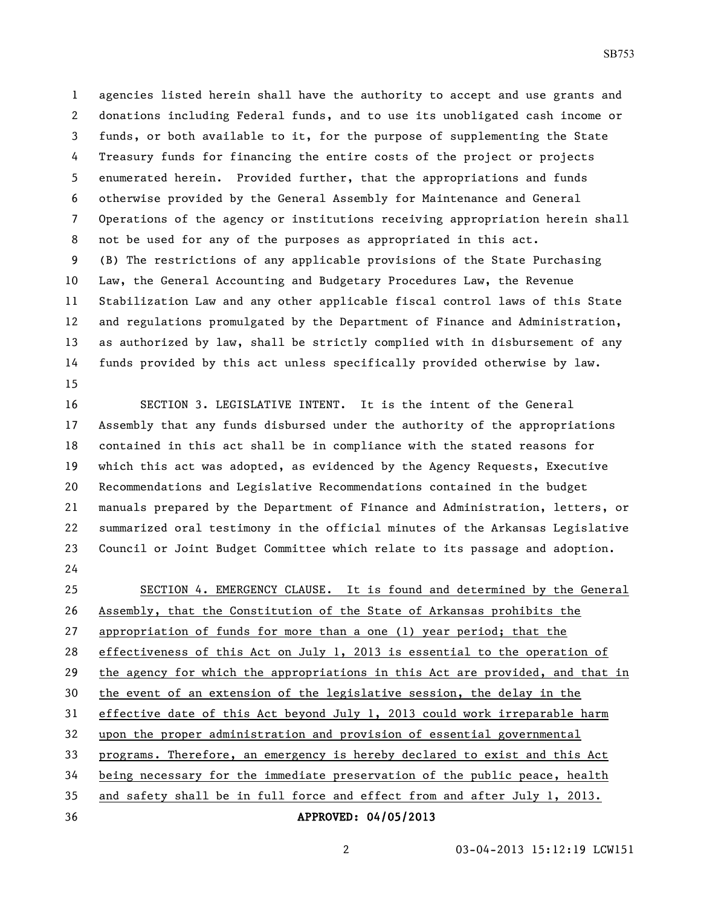agencies listed herein shall have the authority to accept and use grants and donations including Federal funds, and to use its unobligated cash income or funds, or both available to it, for the purpose of supplementing the State Treasury funds for financing the entire costs of the project or projects enumerated herein. Provided further, that the appropriations and funds otherwise provided by the General Assembly for Maintenance and General Operations of the agency or institutions receiving appropriation herein shall not be used for any of the purposes as appropriated in this act.

(B) The restrictions of any applicable provisions of the State Purchasing Law, the General Accounting and Budgetary Procedures Law, the Revenue Stabilization Law and any other applicable fiscal control laws of this State and regulations promulgated by the Department of Finance and Administration, as authorized by law, shall be strictly complied with in disbursement of any funds provided by this act unless specifically provided otherwise by law.

SECTION 3. LEGISLATIVE INTENT. It is the intent of the General Assembly that any funds disbursed under the authority of the appropriations contained in this act shall be in compliance with the stated reasons for which this act was adopted, as evidenced by the Agency Requests, Executive Recommendations and Legislative Recommendations contained in the budget manuals prepared by the Department of Finance and Administration, letters, or summarized oral testimony in the official minutes of the Arkansas Legislative Council or Joint Budget Committee which relate to its passage and adoption.

SECTION 4. EMERGENCY CLAUSE. It is found and determined by the General Assembly, that the Constitution of the State of Arkansas prohibits the appropriation of funds for more than a one (1) year period; that the effectiveness of this Act on July 1, 2013 is essential to the operation of the agency for which the appropriations in this Act are provided, and that in the event of an extension of the legislative session, the delay in the effective date of this Act beyond July 1, 2013 could work irreparable harm upon the proper administration and provision of essential governmental programs. Therefore, an emergency is hereby declared to exist and this Act being necessary for the immediate preservation of the public peace, health and safety shall be in full force and effect from and after July 1, 2013.

**APPROVED: 04/05/2013**